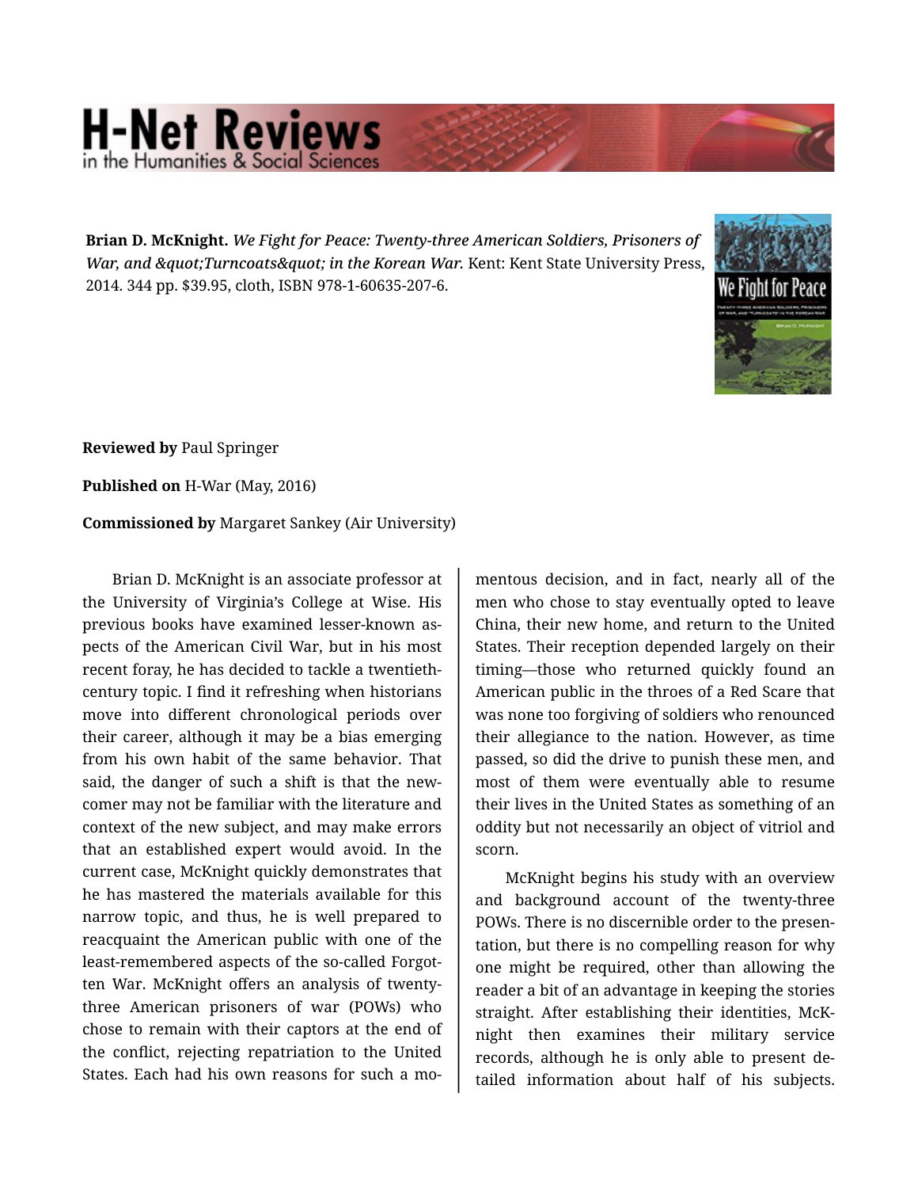**Brian D. McKnight.** *We Fight for Peace: Twenty-three American Soldiers, Prisoners of War, and &quot;Turncoats&quot; in the Korean War.* Kent: Kent State University Press, 2014. 344 pp. $39.95, cloth, ISBN 978-1-60635-207-6.

**Reviewed by** Paul Springer

**Published on** H-War (May, 2016)

**Commissioned by** Margaret Sankey (Air University)

Brian D. McKnight is an associate professor at the University of Virginia's College at Wise. His previous books have examined lesser-known aspects of the American Civil War, but in his most recent foray, he has decided to tackle a twentieth-century topic. I find it refreshing when historians move into different chronological periods over their career, although it may be a bias emerging from his own habit of the same behavior. That said, the danger of such a shift is that the newcomer may not be familiar with the literature and context of the new subject, and may make errors that an established expert would avoid. In the current case, McKnight quickly demonstrates that he has mastered the materials available for this narrow topic, and thus, he is well prepared to reacquaint the American public with one of the least-remembered aspects of the so-called Forgotten War. McKnight offers an analysis of twenty-three American prisoners of war (POWs) who chose to remain with their captors at the end of the conflict, rejecting repatriation to the United States. Each had his own reasons for such a momentous decision, and in fact, nearly all of the men who chose to stay eventually opted to leave China, their new home, and return to the United States. Their reception depended largely on their timing—those who returned quickly found an American public in the throes of a Red Scare that was none too forgiving of soldiers who renounced their allegiance to the nation. However, as time passed, so did the drive to punish these men, and most of them were eventually able to resume their lives in the United States as something of an oddity but not necessarily an object of vitriol and scorn.

McKnight begins his study with an overview and background account of the twenty-three POWs. There is no discernible order to the presentation, but there is no compelling reason for why one might be required, other than allowing the reader a bit of an advantage in keeping the stories straight. After establishing their identities, McKnight then examines their military service records, although he is only able to present detailed information about half of his subjects.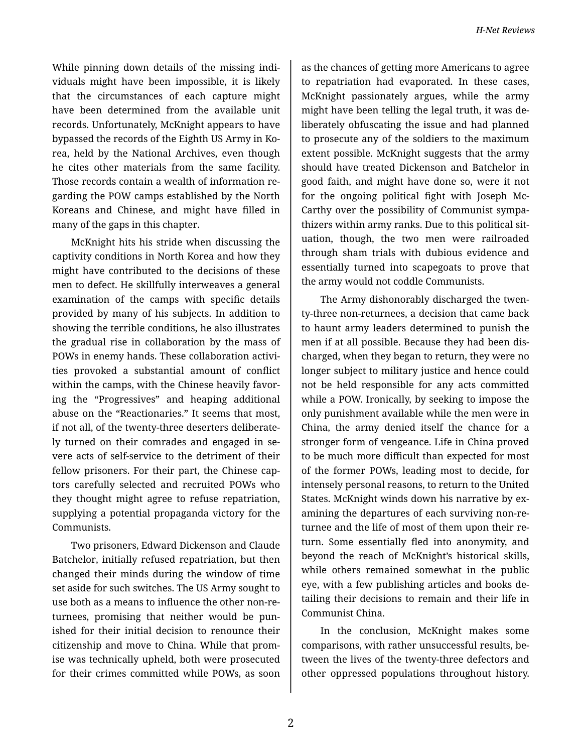While pinning down details of the missing individuals might have been impossible, it is likely that the circumstances of each capture might have been determined from the available unit records. Unfortunately, McKnight appears to have bypassed the records of the Eighth US Army in Korea, held by the National Archives, even though he cites other materials from the same facility. Those records contain a wealth of information regarding the POW camps established by the North Koreans and Chinese, and might have filled in many of the gaps in this chapter.

McKnight hits his stride when discussing the captivity conditions in North Korea and how they might have contributed to the decisions of these men to defect. He skillfully interweaves a general examination of the camps with specific details provided by many of his subjects. In addition to showing the terrible conditions, he also illustrates the gradual rise in collaboration by the mass of POWs in enemy hands. These collaboration activities provoked a substantial amount of conflict within the camps, with the Chinese heavily favoring the "Progressives" and heaping additional abuse on the "Reactionaries." It seems that most, if not all, of the twenty-three deserters deliberately turned on their comrades and engaged in severe acts of self-service to the detriment of their fellow prisoners. For their part, the Chinese captors carefully selected and recruited POWs who they thought might agree to refuse repatriation, supplying a potential propaganda victory for the Communists.

Two prisoners, Edward Dickenson and Claude Batchelor, initially refused repatriation, but then changed their minds during the window of time set aside for such switches. The US Army sought to use both as a means to influence the other non-returnees, promising that neither would be punished for their initial decision to renounce their citizenship and move to China. While that promise was technically upheld, both were prosecuted for their crimes committed while POWs, as soon as the chances of getting more Americans to agree to repatriation had evaporated. In these cases, McKnight passionately argues, while the army might have been telling the legal truth, it was deliberately obfuscating the issue and had planned to prosecute any of the soldiers to the maximum extent possible. McKnight suggests that the army should have treated Dickenson and Batchelor in good faith, and might have done so, were it not for the ongoing political fight with Joseph McCarthy over the possibility of Communist sympathizers within army ranks. Due to this political situation, though, the two men were railroaded through sham trials with dubious evidence and essentially turned into scapegoats to prove that the army would not coddle Communists.

The Army dishonorably discharged the twenty-three non-returnees, a decision that came back to haunt army leaders determined to punish the men if at all possible. Because they had been discharged, when they began to return, they were no longer subject to military justice and hence could not be held responsible for any acts committed while a POW. Ironically, by seeking to impose the only punishment available while the men were in China, the army denied itself the chance for a stronger form of vengeance. Life in China proved to be much more difficult than expected for most of the former POWs, leading most to decide, for intensely personal reasons, to return to the United States. McKnight winds down his narrative by examining the departures of each surviving non-returnee and the life of most of them upon their return. Some essentially fled into anonymity, and beyond the reach of McKnight's historical skills, while others remained somewhat in the public eye, with a few publishing articles and books detailing their decisions to remain and their life in Communist China.

In the conclusion, McKnight makes some comparisons, with rather unsuccessful results, between the lives of the twenty-three defectors and other oppressed populations throughout history.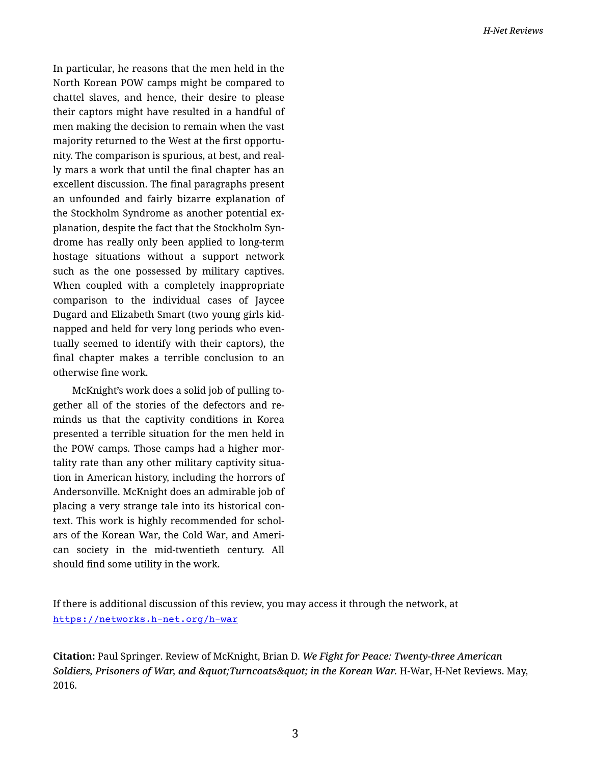In particular, he reasons that the men held in the North Korean POW camps might be compared to chattel slaves, and hence, their desire to please their captors might have resulted in a handful of men making the decision to remain when the vast majority returned to the West at the first opportunity. The comparison is spurious, at best, and really mars a work that until the final chapter has an excellent discussion. The final paragraphs present an unfounded and fairly bizarre explanation of the Stockholm Syndrome as another potential explanation, despite the fact that the Stockholm Syndrome has really only been applied to long-term hostage situations without a support network such as the one possessed by military captives. When coupled with a completely inappropriate comparison to the individual cases of Jaycee Dugard and Elizabeth Smart (two young girls kidnapped and held for very long periods who eventually seemed to identify with their captors), the final chapter makes a terrible conclusion to an otherwise fine work.

McKnight's work does a solid job of pulling together all of the stories of the defectors and reminds us that the captivity conditions in Korea presented a terrible situation for the men held in the POW camps. Those camps had a higher mortality rate than any other military captivity situation in American history, including the horrors of Andersonville. McKnight does an admirable job of placing a very strange tale into its historical context. This work is highly recommended for scholars of the Korean War, the Cold War, and American society in the mid-twentieth century. All should find some utility in the work.

If there is additional discussion of this review, you may access it through the network, at https://networks.h-net.org/h-war

**Citation:** Paul Springer. Review of McKnight, Brian D. *We Fight for Peace: Twenty-three American Soldiers, Prisoners of War, and &quot;Turncoats&quot; in the Korean War.* H-War, H-Net Reviews. May, 2016.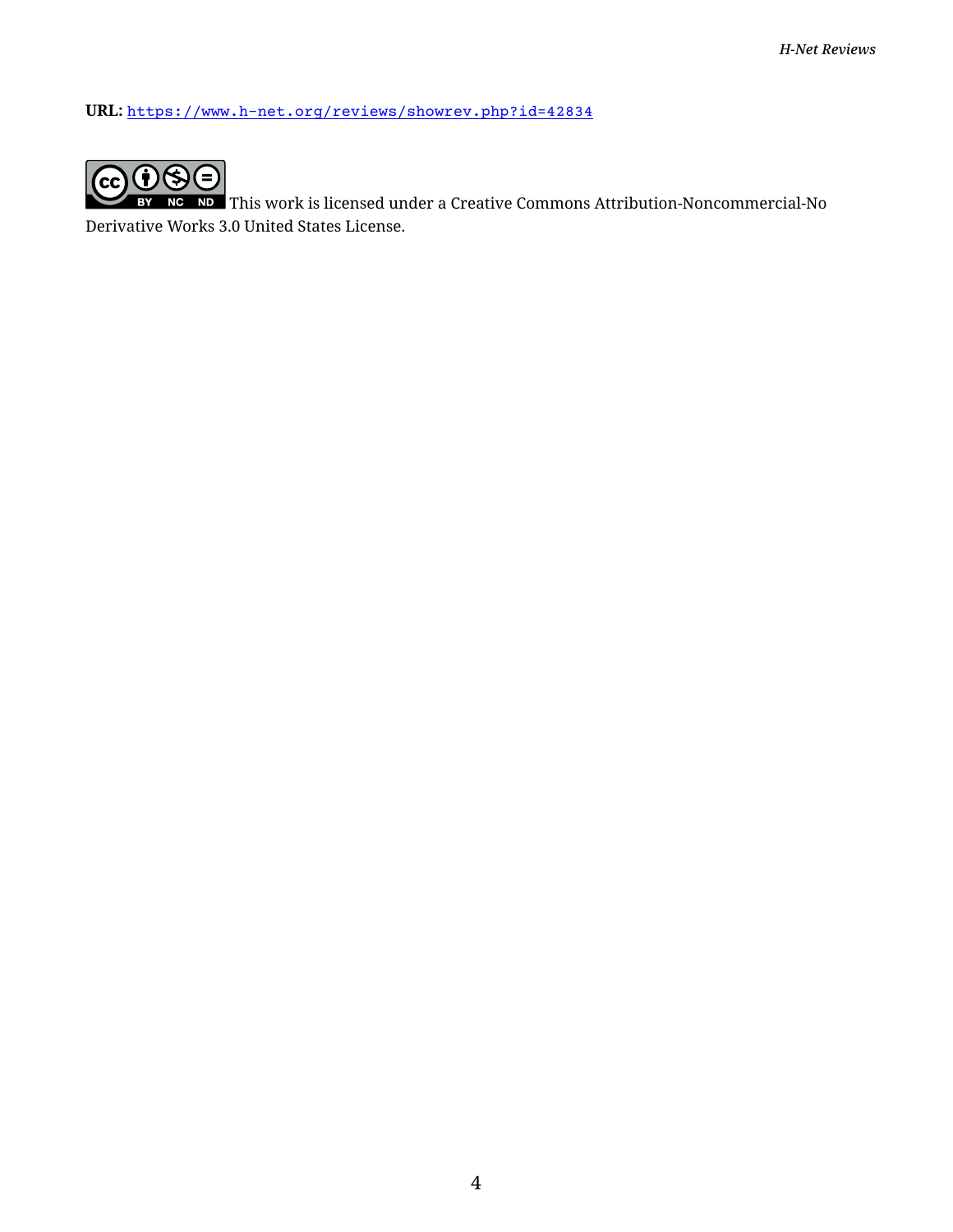**URL:** https://www.h-net.org/reviews/showrev.php?id=42834

This work is licensed under a Creative Commons Attribution-Noncommercial-No Derivative Works 3.0 United States License.